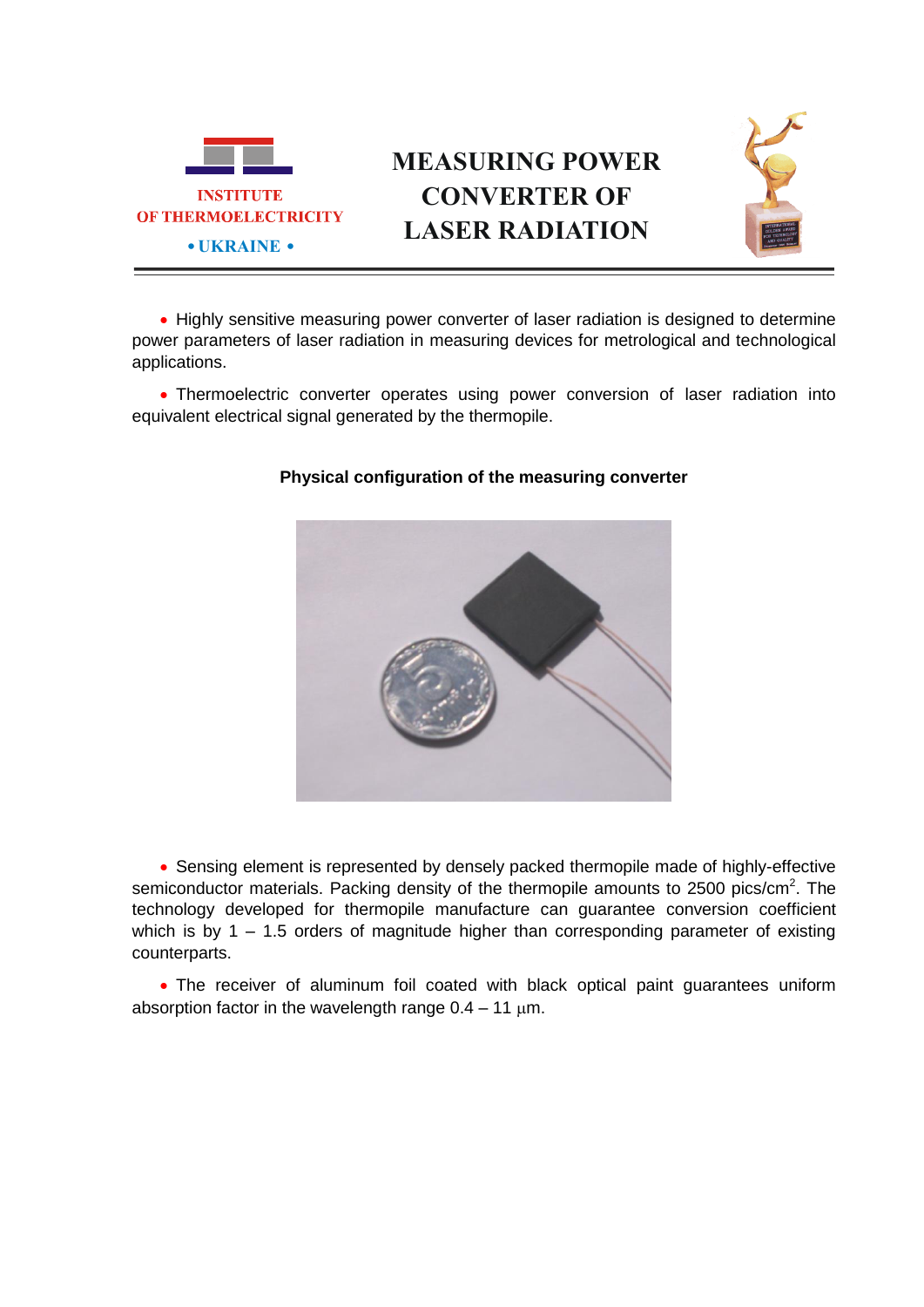INSTITUTE
OF THERMOELECTRICITY
• UKRAINE •

# MEASURING POWER CONVERTER OF LASER RADIATION

- Highly sensitive measuring power converter of laser radiation is designed to determine power parameters of laser radiation in measuring devices for metrological and technological applications.

- Thermoelectric converter operates using power conversion of laser radiation into equivalent electrical signal generated by the thermopile.

**Physical configuration of the measuring converter**

- Sensing element is represented by densely packed thermopile made of highly-effective semiconductor materials. Packing density of the thermopile amounts to 2500 pics/cm$^2$. The technology developed for thermopile manufacture can guarantee conversion coefficient which is by 1 – 1.5 orders of magnitude higher than corresponding parameter of existing counterparts.

- The receiver of aluminum foil coated with black optical paint guarantees uniform absorption factor in the wavelength range 0.4 – 11 $\mu$m.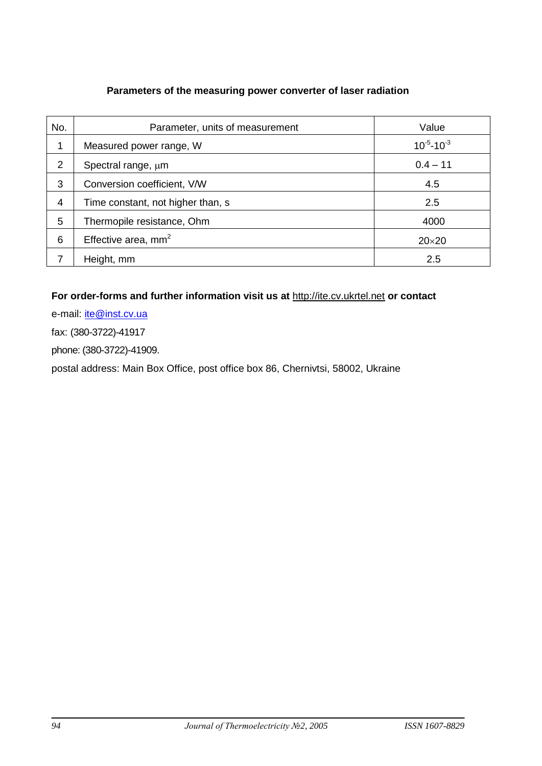**Parameters of the measuring power converter of laser radiation**

| No. | Parameter, units of measurement | Value |
|---|---|---|
| 1 | Measured power range, W | $10^{-5}$-$10^{-3}$ |
| 2 | Spectral range, μm | 0.4 – 11 |
| 3 | Conversion coefficient, V/W | 4.5 |
| 4 | Time constant, not higher than, s | 2.5 |
| 5 | Thermopile resistance, Ohm | 4000 |
| 6 | Effective area, $mm^2$ | 20×20 |
| 7 | Height, mm | 2.5 |

**For order-forms and further information visit us at** http://ite.cv.ukrtel.net **or contact**

e-mail: ite@inst.cv.ua

fax: (380-3722)-41917

phone: (380-3722)-41909.

postal address: Main Box Office, post office box 86, Chernivtsi, 58002, Ukraine